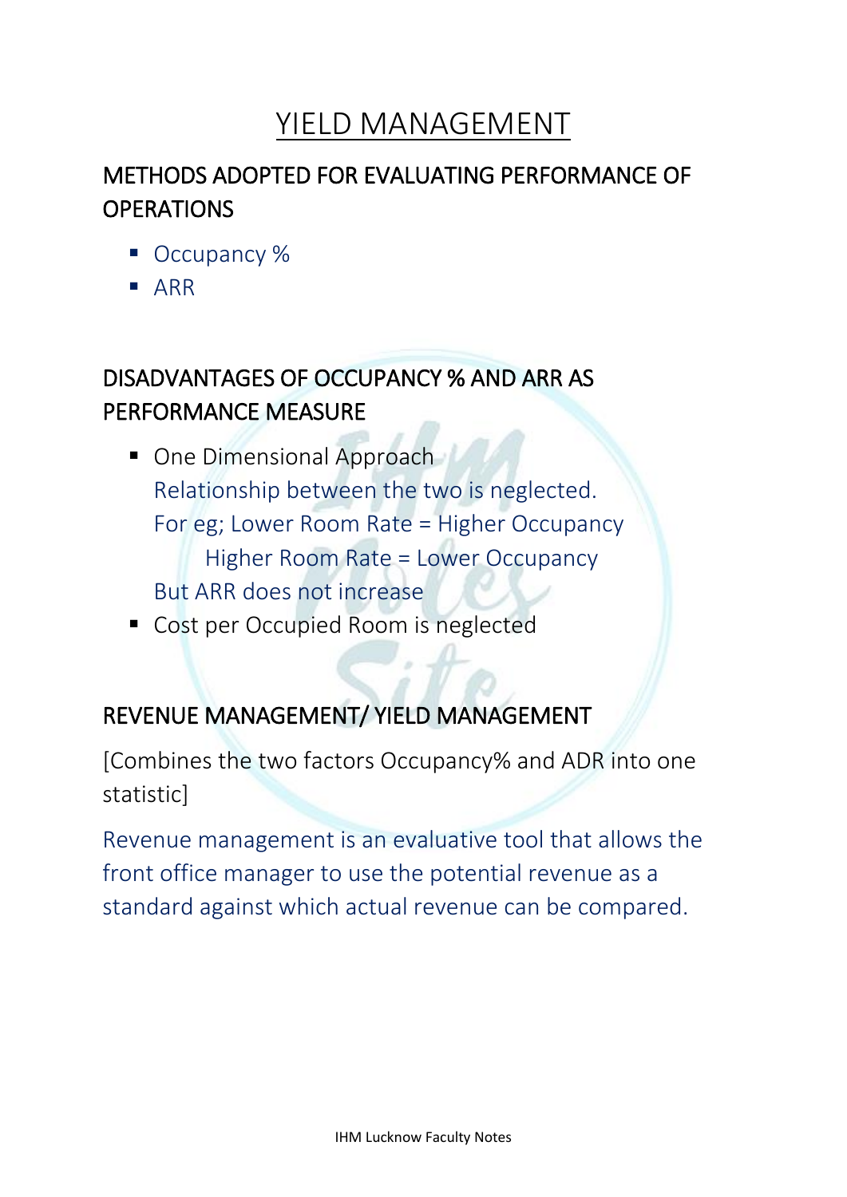# YIELD MANAGEMENT

## METHODS ADOPTED FOR EVALUATING PERFORMANCE OF OPERATIONS

- Occupancy %
- ARR

## DISADVANTAGES OF OCCUPANCY % AND ARR AS PERFORMANCE MEASURE

- One Dimensional Approach
  Relationship between the two is neglected.
  For eg; Lower Room Rate = Higher Occupancy
  Higher Room Rate = Lower Occupancy
  But ARR does not increase
- Cost per Occupied Room is neglected

## REVENUE MANAGEMENT/ YIELD MANAGEMENT

[Combines the two factors Occupancy% and ADR into one statistic]

Revenue management is an evaluative tool that allows the front office manager to use the potential revenue as a standard against which actual revenue can be compared.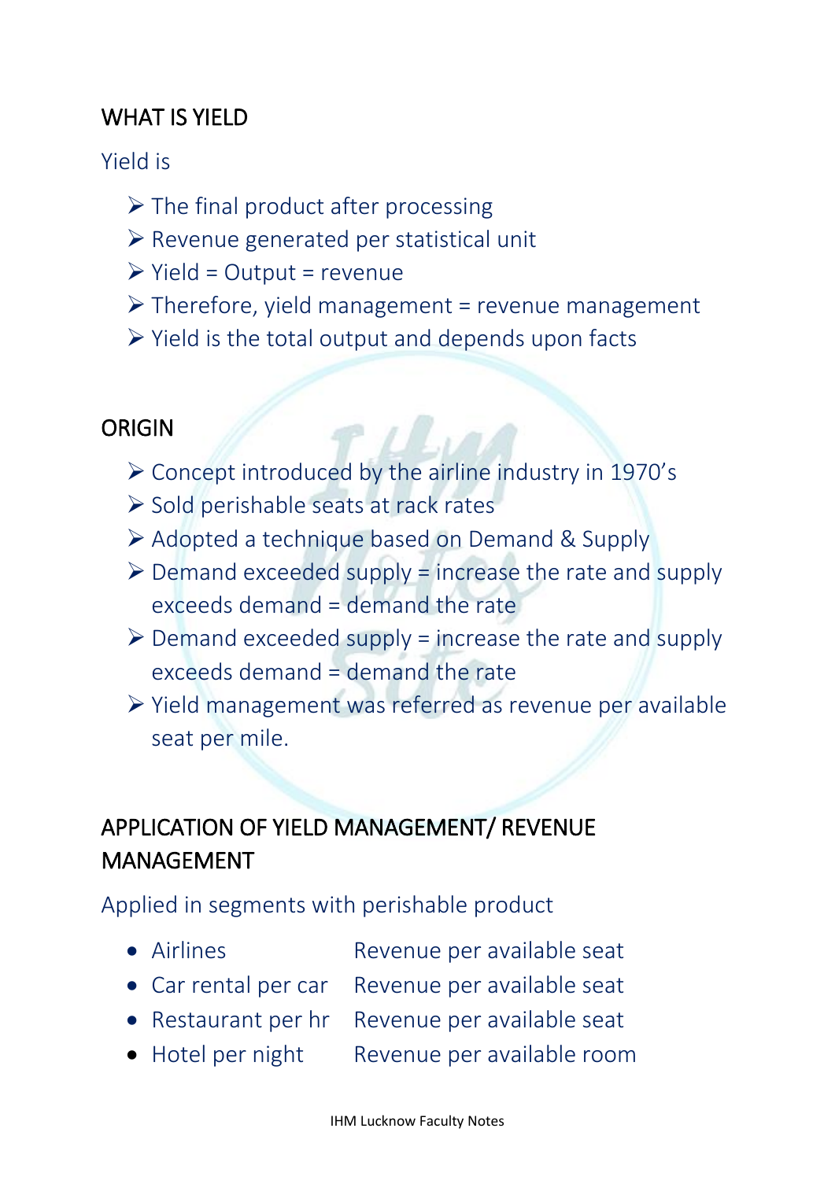## WHAT IS YIELD

Yield is

- The final product after processing
- Revenue generated per statistical unit
- Yield = Output = revenue
- Therefore, yield management = revenue management
- Yield is the total output and depends upon facts

## ORIGIN

- Concept introduced by the airline industry in 1970's
- Sold perishable seats at rack rates
- Adopted a technique based on Demand & Supply
- Demand exceeded supply = increase the rate and supply exceeds demand = demand the rate
- Demand exceeded supply = increase the rate and supply exceeds demand = demand the rate
- Yield management was referred as revenue per available seat per mile.

## APPLICATION OF YIELD MANAGEMENT/ REVENUE MANAGEMENT

Applied in segments with perishable product

| | |
|---|---|
| • Airlines | Revenue per available seat |
| • Car rental per car | Revenue per available seat |
| • Restaurant per hr | Revenue per available seat |
| • Hotel per night | Revenue per available room |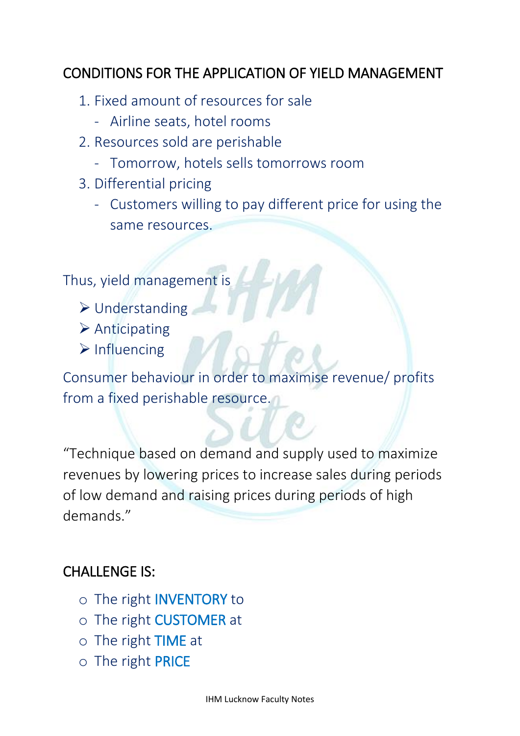## CONDITIONS FOR THE APPLICATION OF YIELD MANAGEMENT

1. Fixed amount of resources for sale
   - Airline seats, hotel rooms
2. Resources sold are perishable
   - Tomorrow, hotels sells tomorrows room
3. Differential pricing
   - Customers willing to pay different price for using the same resources.

Thus, yield management is

- Understanding
- Anticipating
- Influencing

Consumer behaviour in order to maximise revenue/ profits from a fixed perishable resource.

"Technique based on demand and supply used to maximize revenues by lowering prices to increase sales during periods of low demand and raising prices during periods of high demands."

## CHALLENGE IS:

- The right INVENTORY to
- The right CUSTOMER at
- The right TIME at
- The right PRICE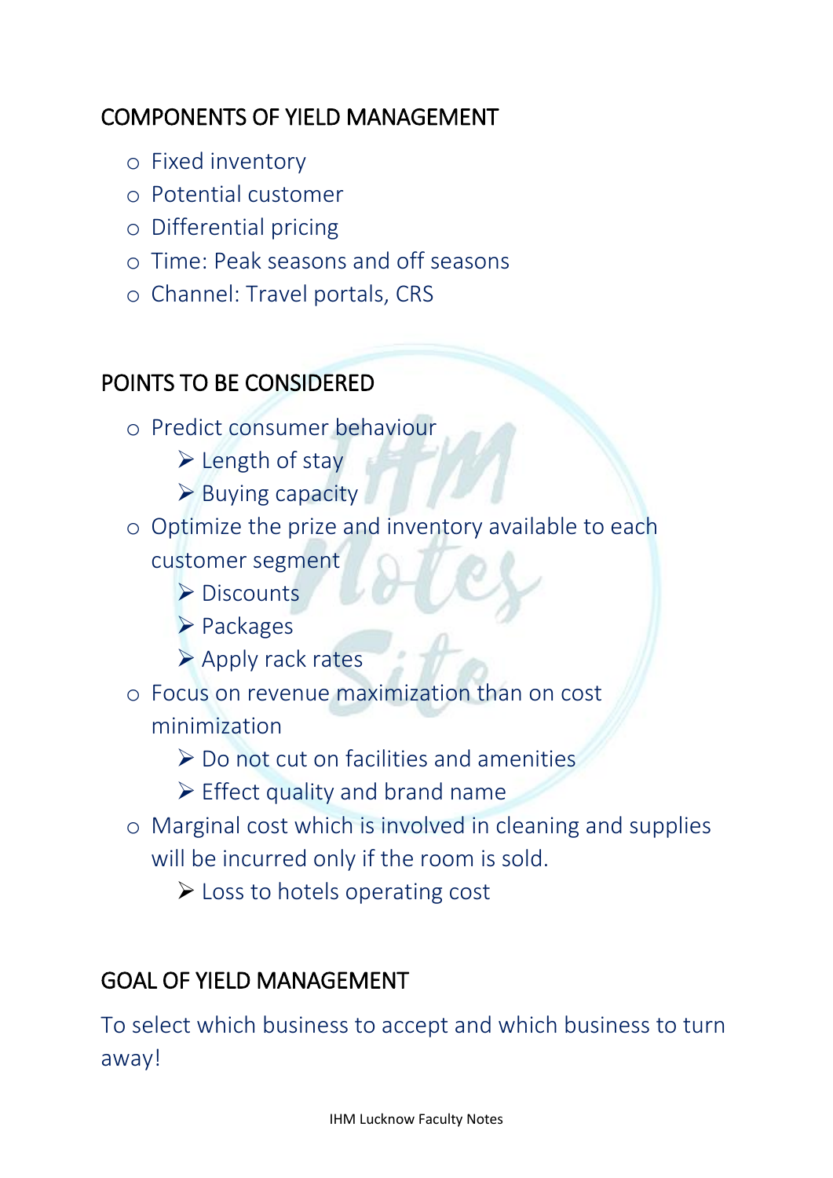## COMPONENTS OF YIELD MANAGEMENT

- Fixed inventory
- Potential customer
- Differential pricing
- Time: Peak seasons and off seasons
- Channel: Travel portals, CRS

## POINTS TO BE CONSIDERED

- Predict consumer behaviour
  - Length of stay
  - Buying capacity
- Optimize the prize and inventory available to each customer segment
  - Discounts
  - Packages
  - Apply rack rates
- Focus on revenue maximization than on cost minimization
  - Do not cut on facilities and amenities
  - Effect quality and brand name
- Marginal cost which is involved in cleaning and supplies will be incurred only if the room is sold.
  - Loss to hotels operating cost

## GOAL OF YIELD MANAGEMENT

To select which business to accept and which business to turn away!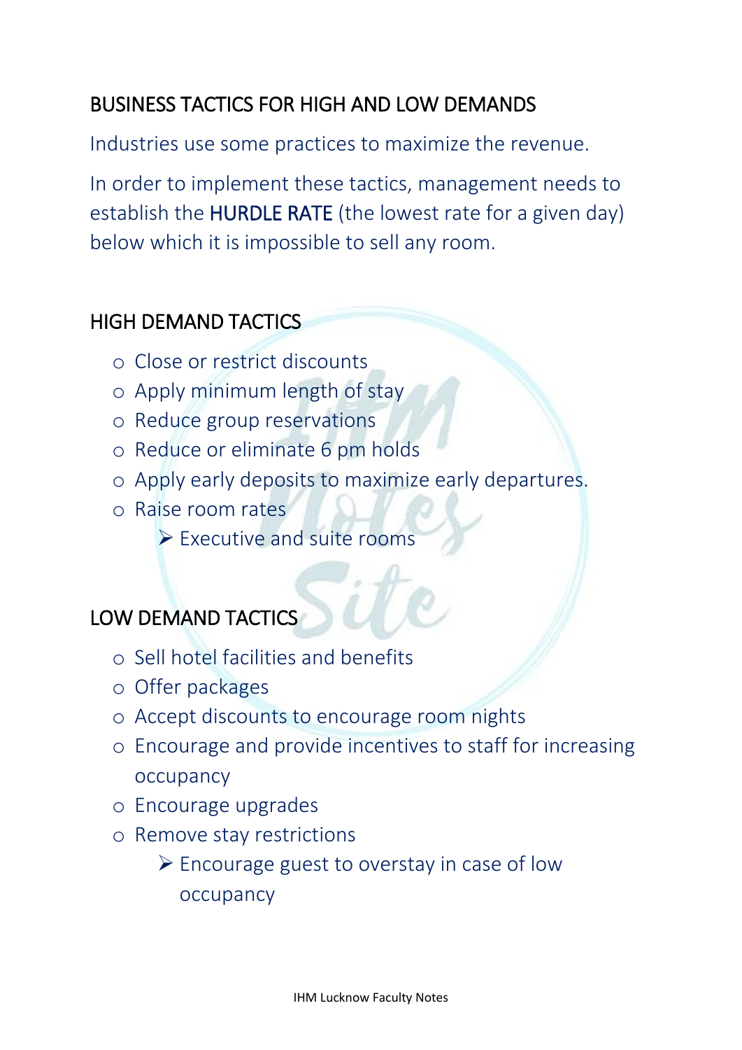## BUSINESS TACTICS FOR HIGH AND LOW DEMANDS

Industries use some practices to maximize the revenue.

In order to implement these tactics, management needs to establish the **HURDLE RATE** (the lowest rate for a given day) below which it is impossible to sell any room.

### HIGH DEMAND TACTICS

- Close or restrict discounts
- Apply minimum length of stay
- Reduce group reservations
- Reduce or eliminate 6 pm holds
- Apply early deposits to maximize early departures.
- Raise room rates
  - Executive and suite rooms

### LOW DEMAND TACTICS

- Sell hotel facilities and benefits
- Offer packages
- Accept discounts to encourage room nights
- Encourage and provide incentives to staff for increasing occupancy
- Encourage upgrades
- Remove stay restrictions
  - Encourage guest to overstay in case of low occupancy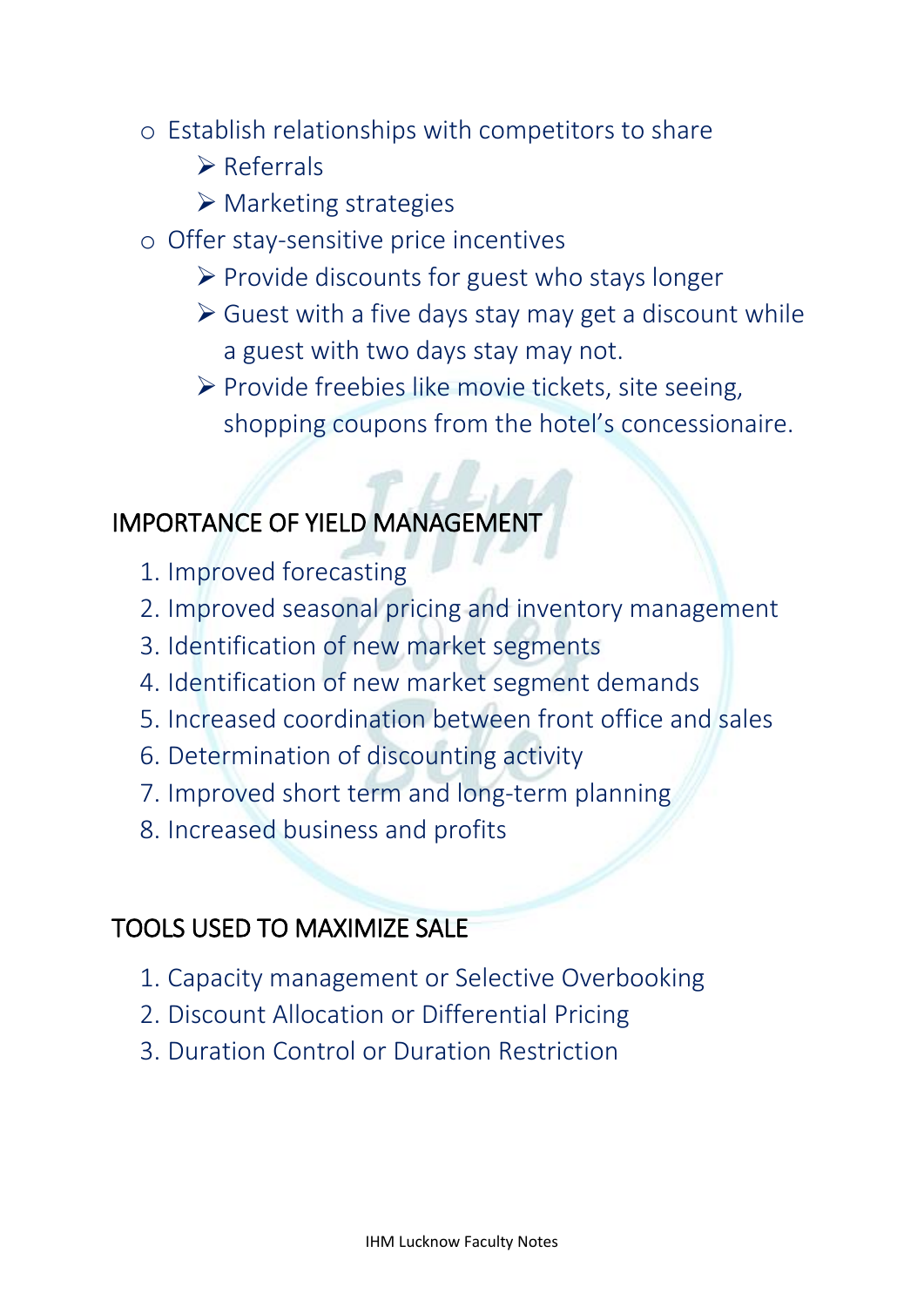- Establish relationships with competitors to share
  - Referrals
  - Marketing strategies
- Offer stay-sensitive price incentives
  - Provide discounts for guest who stays longer
  - Guest with a five days stay may get a discount while a guest with two days stay may not.
  - Provide freebies like movie tickets, site seeing, shopping coupons from the hotel's concessionaire.

## IMPORTANCE OF YIELD MANAGEMENT

1. Improved forecasting
2. Improved seasonal pricing and inventory management
3. Identification of new market segments
4. Identification of new market segment demands
5. Increased coordination between front office and sales
6. Determination of discounting activity
7. Improved short term and long-term planning
8. Increased business and profits

## TOOLS USED TO MAXIMIZE SALE

1. Capacity management or Selective Overbooking
2. Discount Allocation or Differential Pricing
3. Duration Control or Duration Restriction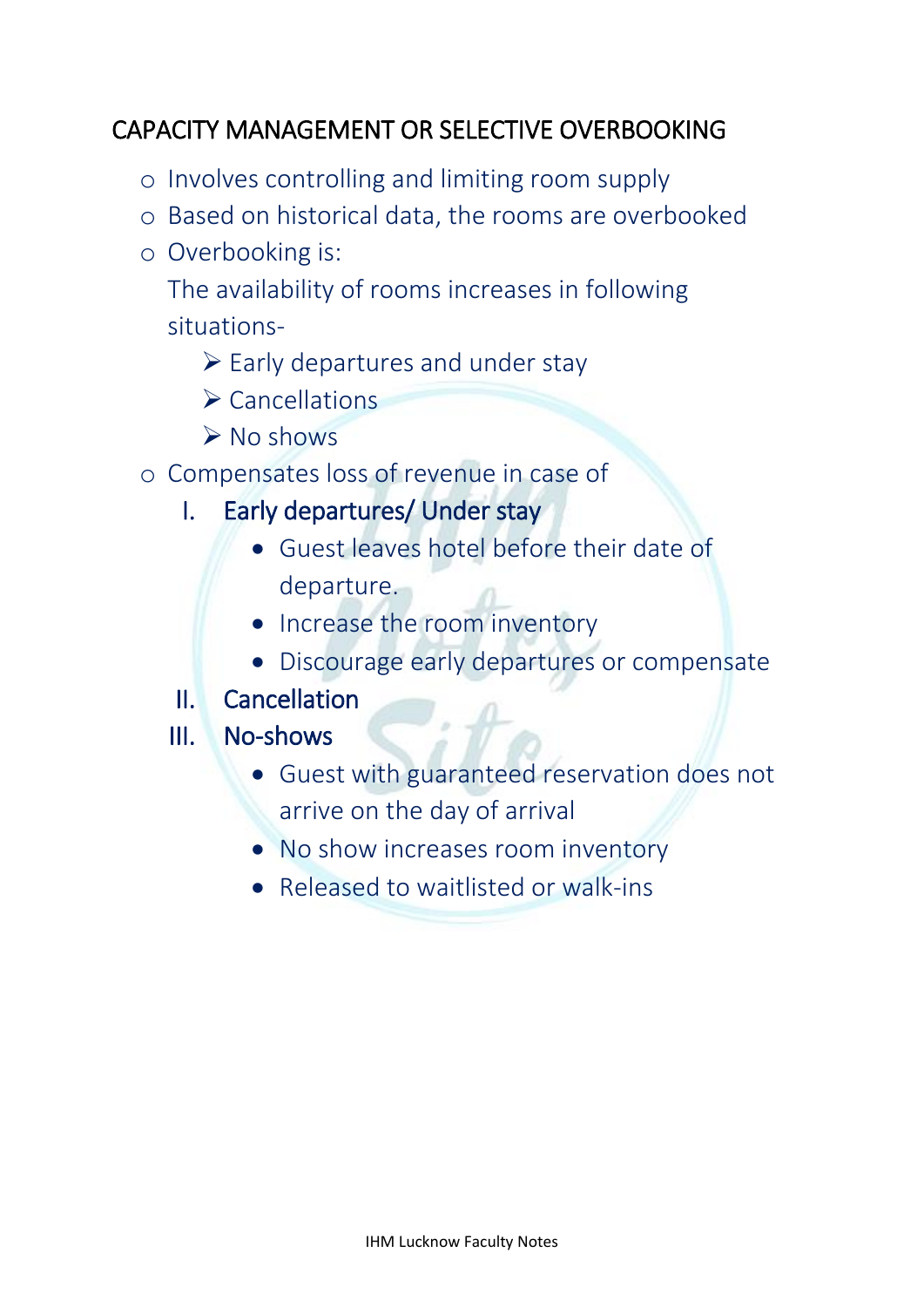## CAPACITY MANAGEMENT OR SELECTIVE OVERBOOKING

- Involves controlling and limiting room supply
- Based on historical data, the rooms are overbooked
- Overbooking is:

  The availability of rooms increases in following situations-
  - Early departures and under stay
  - Cancellations
  - No shows
- Compensates loss of revenue in case of
  - I. **Early departures/ Under stay**
    - Guest leaves hotel before their date of departure.
    - Increase the room inventory
    - Discourage early departures or compensate
  - II. **Cancellation**
  - III. **No-shows**
    - Guest with guaranteed reservation does not arrive on the day of arrival
    - No show increases room inventory
    - Released to waitlisted or walk-ins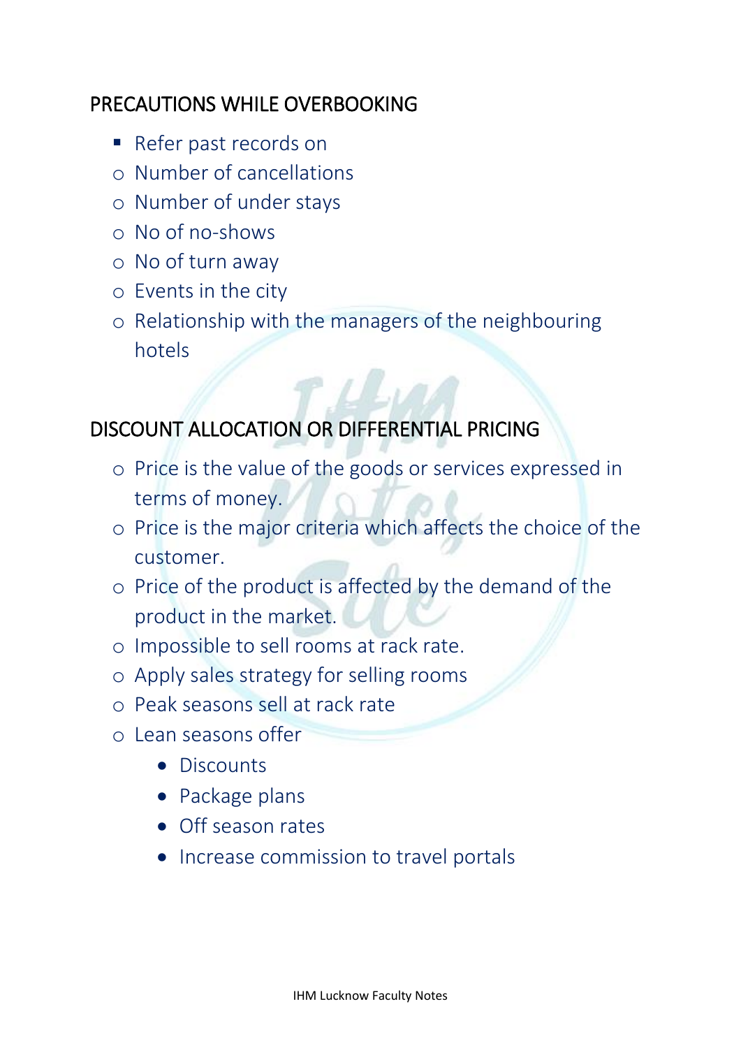## PRECAUTIONS WHILE OVERBOOKING

- Refer past records on
  - Number of cancellations
  - Number of under stays
  - No of no-shows
  - No of turn away
  - Events in the city
  - Relationship with the managers of the neighbouring hotels

## DISCOUNT ALLOCATION OR DIFFERENTIAL PRICING

- Price is the value of the goods or services expressed in terms of money.
- Price is the major criteria which affects the choice of the customer.
- Price of the product is affected by the demand of the product in the market.
- Impossible to sell rooms at rack rate.
- Apply sales strategy for selling rooms
- Peak seasons sell at rack rate
- Lean seasons offer
  - Discounts
  - Package plans
  - Off season rates
  - Increase commission to travel portals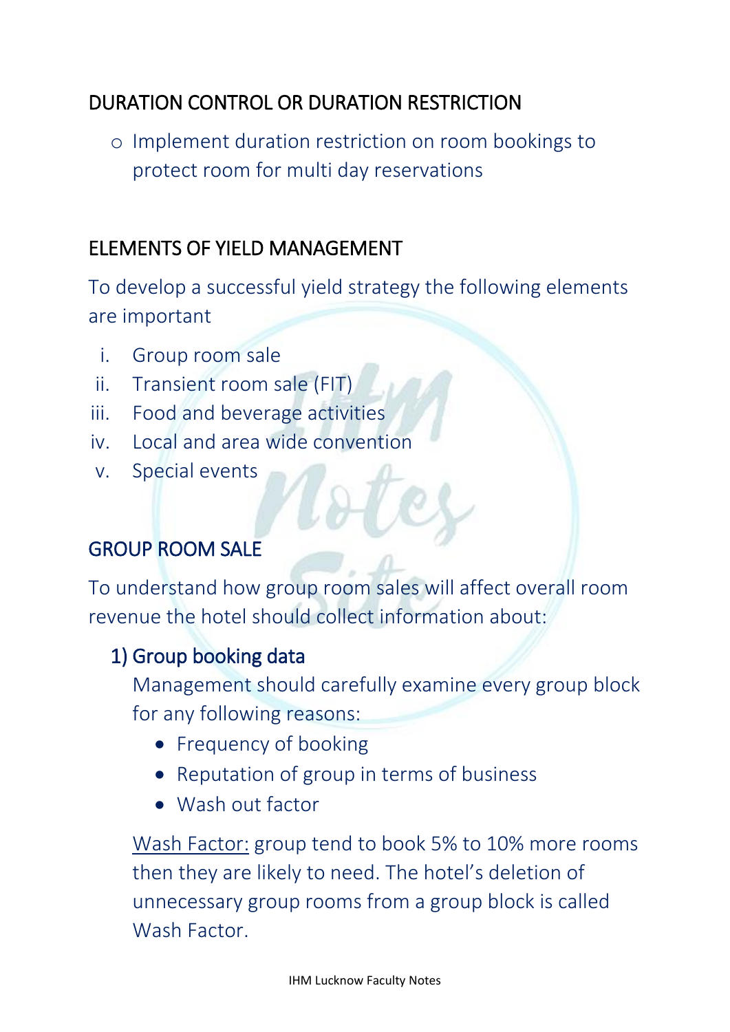## DURATION CONTROL OR DURATION RESTRICTION

- Implement duration restriction on room bookings to protect room for multi day reservations

## ELEMENTS OF YIELD MANAGEMENT

To develop a successful yield strategy the following elements are important

i. Group room sale
ii. Transient room sale (FIT)
iii. Food and beverage activities
iv. Local and area wide convention
v. Special events

## GROUP ROOM SALE

To understand how group room sales will affect overall room revenue the hotel should collect information about:

### 1) Group booking data

Management should carefully examine every group block for any following reasons:

- Frequency of booking
- Reputation of group in terms of business
- Wash out factor

<u>Wash Factor:</u> group tend to book 5% to 10% more rooms then they are likely to need. The hotel's deletion of unnecessary group rooms from a group block is called Wash Factor.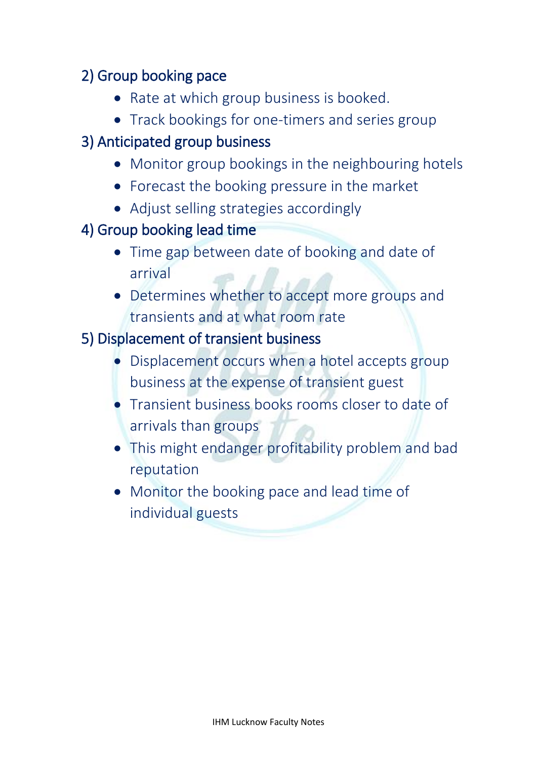### 2) Group booking pace

- Rate at which group business is booked.
- Track bookings for one-timers and series group

### 3) Anticipated group business

- Monitor group bookings in the neighbouring hotels
- Forecast the booking pressure in the market
- Adjust selling strategies accordingly

### 4) Group booking lead time

- Time gap between date of booking and date of arrival
- Determines whether to accept more groups and transients and at what room rate

### 5) Displacement of transient business

- Displacement occurs when a hotel accepts group business at the expense of transient guest
- Transient business books rooms closer to date of arrivals than groups
- This might endanger profitability problem and bad reputation
- Monitor the booking pace and lead time of individual guests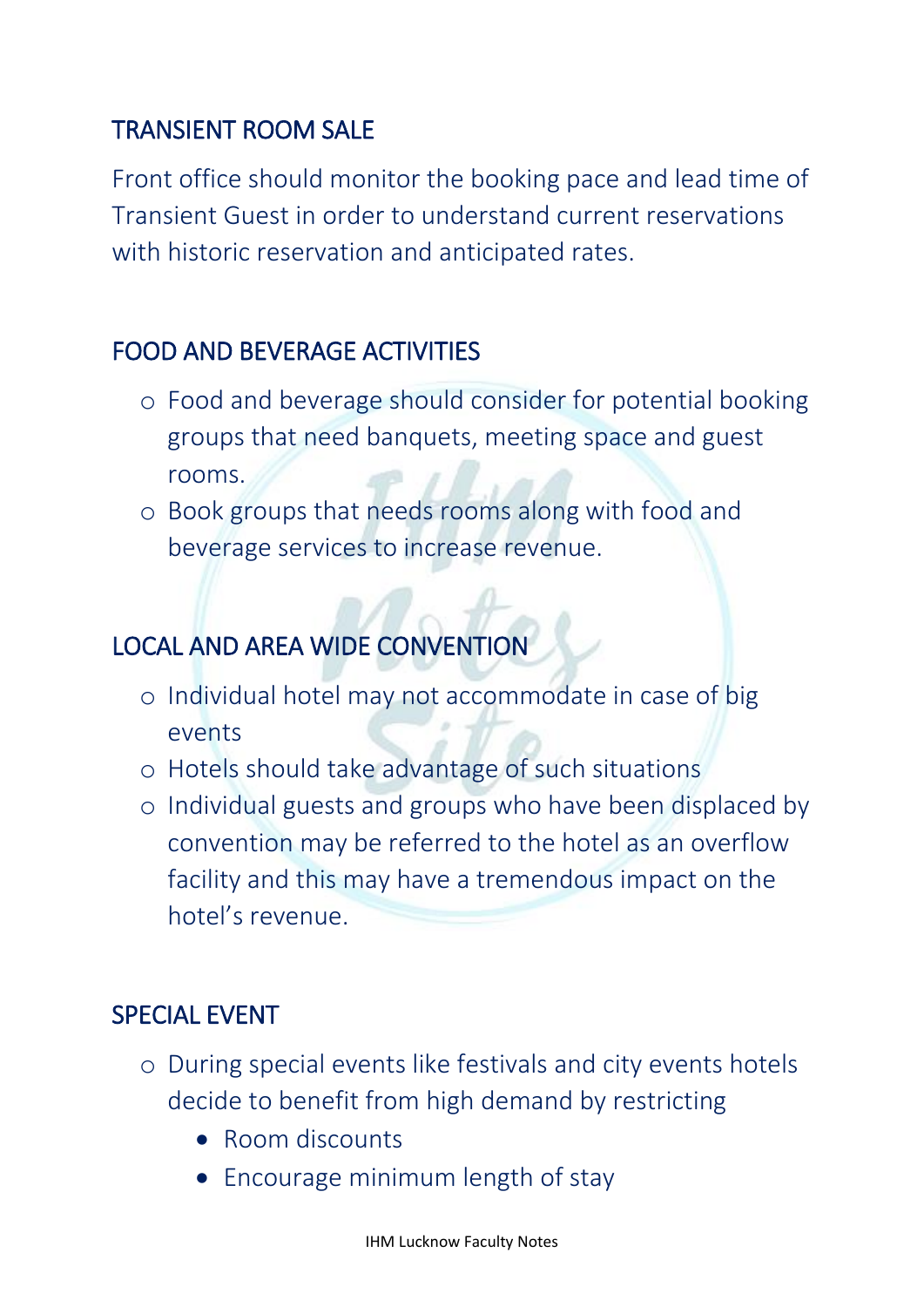## TRANSIENT ROOM SALE

Front office should monitor the booking pace and lead time of Transient Guest in order to understand current reservations with historic reservation and anticipated rates.

## FOOD AND BEVERAGE ACTIVITIES

- Food and beverage should consider for potential booking groups that need banquets, meeting space and guest rooms.
- Book groups that needs rooms along with food and beverage services to increase revenue.

## LOCAL AND AREA WIDE CONVENTION

- Individual hotel may not accommodate in case of big events
- Hotels should take advantage of such situations
- Individual guests and groups who have been displaced by convention may be referred to the hotel as an overflow facility and this may have a tremendous impact on the hotel's revenue.

## SPECIAL EVENT

- During special events like festivals and city events hotels decide to benefit from high demand by restricting
  - Room discounts
  - Encourage minimum length of stay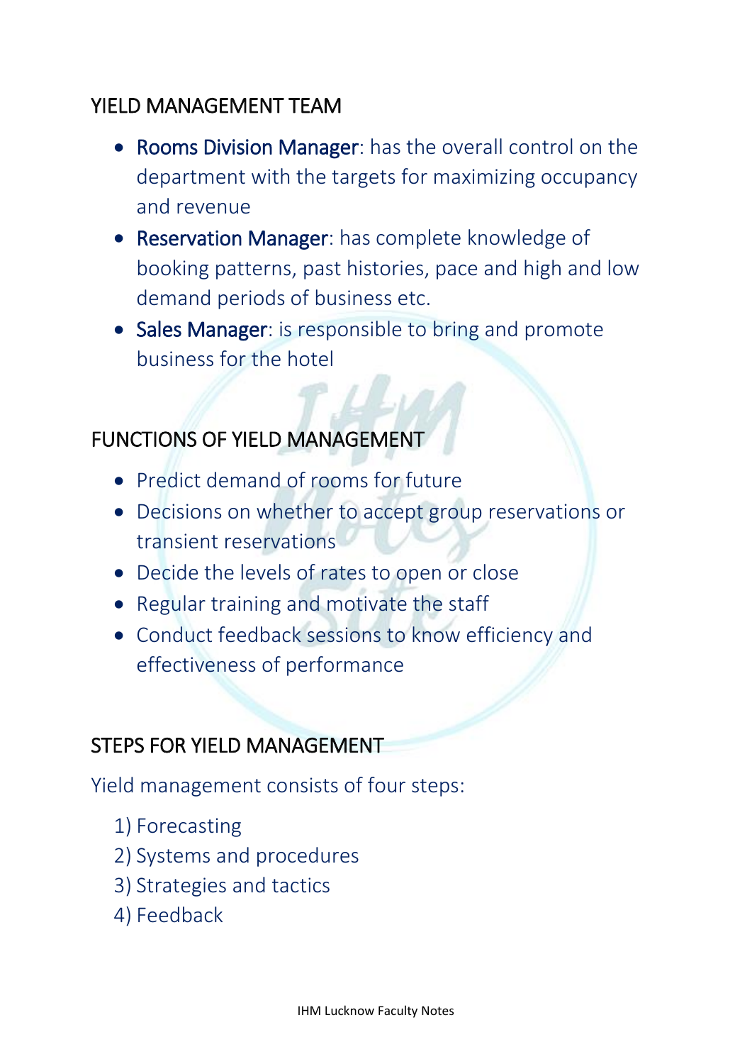## YIELD MANAGEMENT TEAM

- Rooms Division Manager: has the overall control on the department with the targets for maximizing occupancy and revenue
- Reservation Manager: has complete knowledge of booking patterns, past histories, pace and high and low demand periods of business etc.
- Sales Manager: is responsible to bring and promote business for the hotel

## FUNCTIONS OF YIELD MANAGEMENT

- Predict demand of rooms for future
- Decisions on whether to accept group reservations or transient reservations
- Decide the levels of rates to open or close
- Regular training and motivate the staff
- Conduct feedback sessions to know efficiency and effectiveness of performance

## STEPS FOR YIELD MANAGEMENT

Yield management consists of four steps:

1) Forecasting
2) Systems and procedures
3) Strategies and tactics
4) Feedback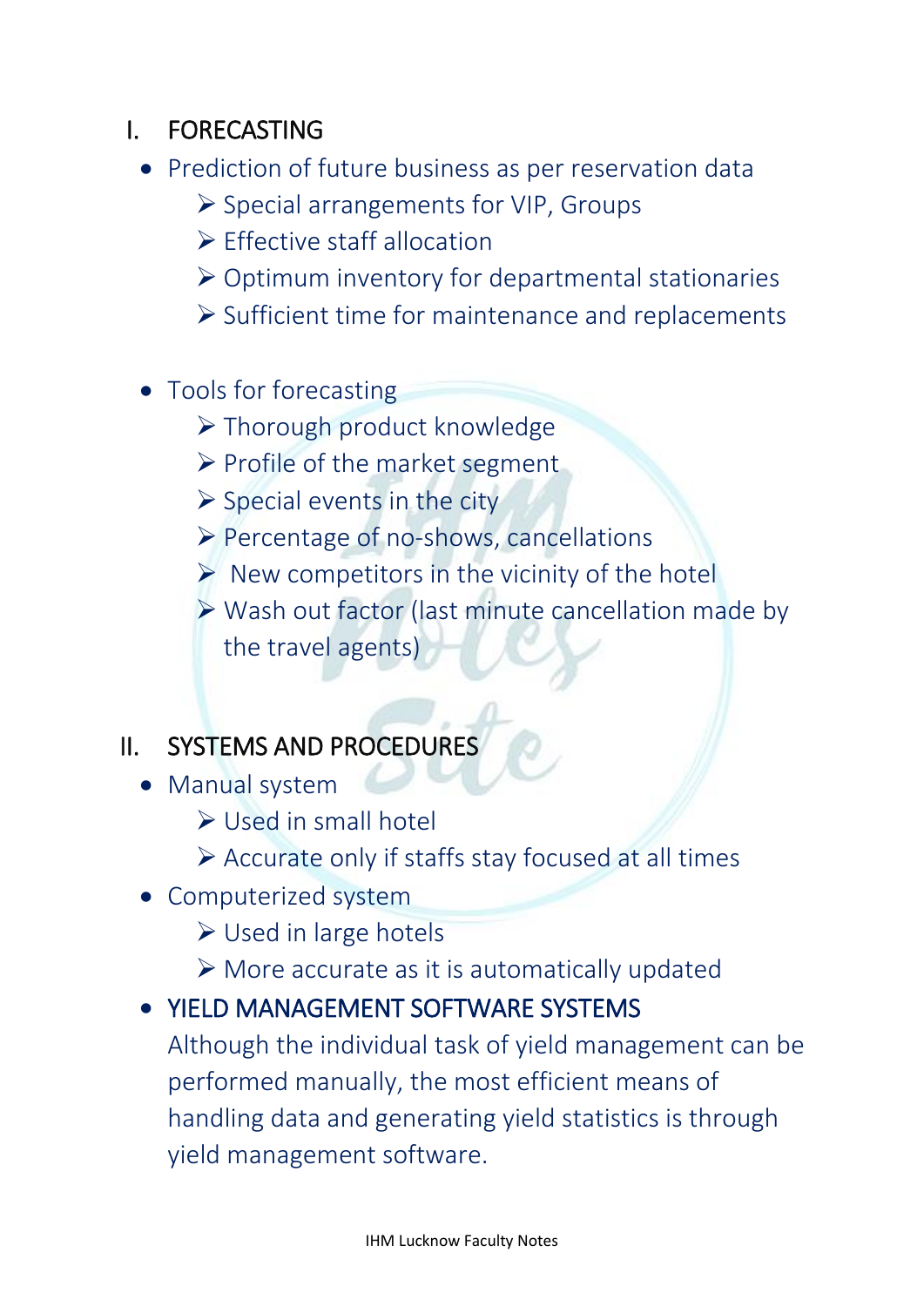## I. FORECASTING

- Prediction of future business as per reservation data
  - Special arrangements for VIP, Groups
  - Effective staff allocation
  - Optimum inventory for departmental stationaries
  - Sufficient time for maintenance and replacements

- Tools for forecasting
  - Thorough product knowledge
  - Profile of the market segment
  - Special events in the city
  - Percentage of no-shows, cancellations
  - New competitors in the vicinity of the hotel
  - Wash out factor (last minute cancellation made by the travel agents)

## II. SYSTEMS AND PROCEDURES

- Manual system
  - Used in small hotel
  - Accurate only if staffs stay focused at all times
- Computerized system
  - Used in large hotels
  - More accurate as it is automatically updated
- YIELD MANAGEMENT SOFTWARE SYSTEMS

  Although the individual task of yield management can be performed manually, the most efficient means of handling data and generating yield statistics is through yield management software.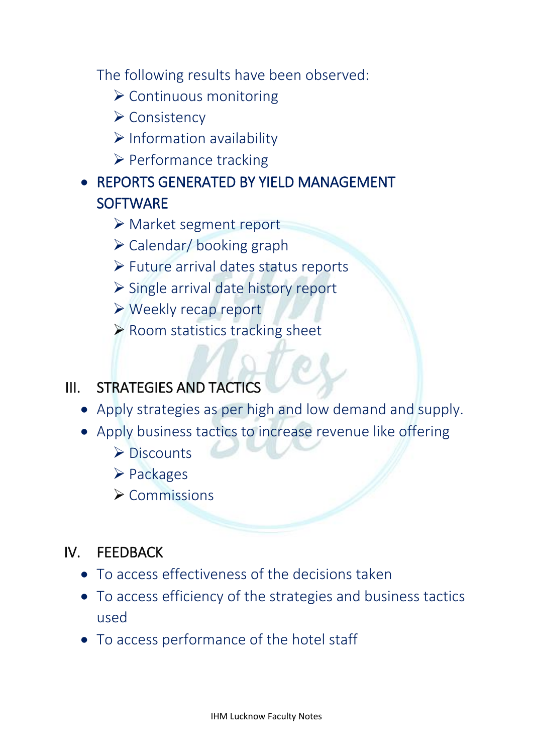The following results have been observed:

- Continuous monitoring
- Consistency
- Information availability
- Performance tracking

- REPORTS GENERATED BY YIELD MANAGEMENT SOFTWARE
    - Market segment report
    - Calendar/ booking graph
    - Future arrival dates status reports
    - Single arrival date history report
    - Weekly recap report
    - Room statistics tracking sheet

## III. STRATEGIES AND TACTICS

- Apply strategies as per high and low demand and supply.
- Apply business tactics to increase revenue like offering
    - Discounts
    - Packages
    - Commissions

## IV. FEEDBACK

- To access effectiveness of the decisions taken
- To access efficiency of the strategies and business tactics used
- To access performance of the hotel staff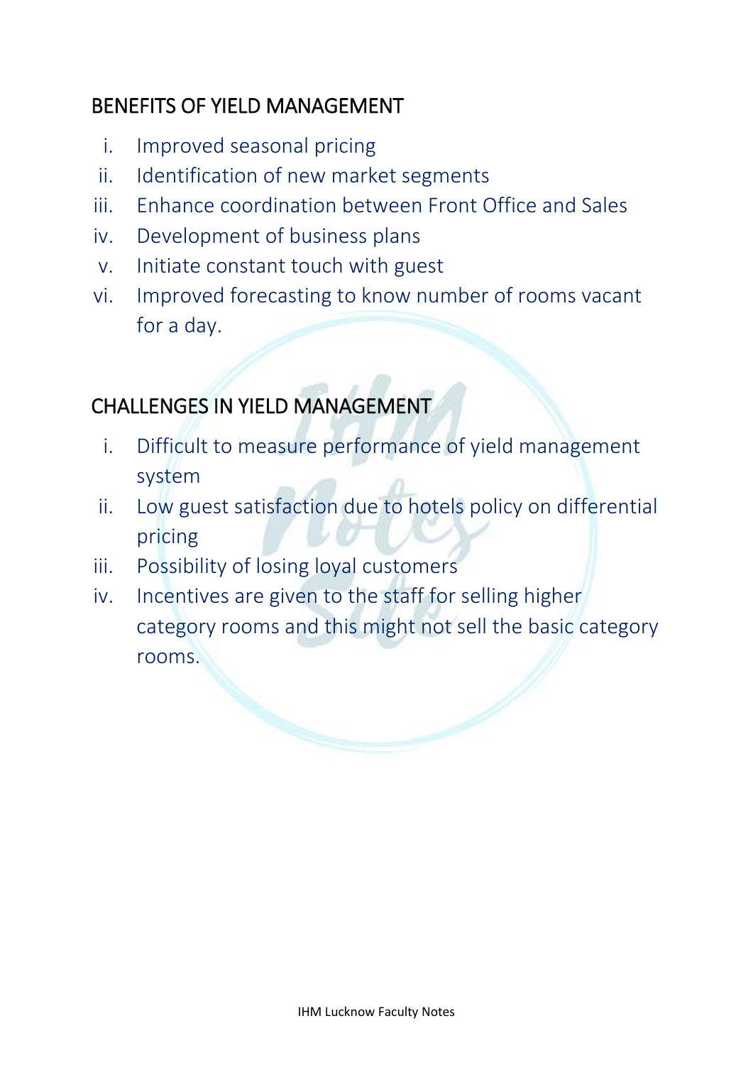## BENEFITS OF YIELD MANAGEMENT

i. Improved seasonal pricing
ii. Identification of new market segments
iii. Enhance coordination between Front Office and Sales
iv. Development of business plans
v. Initiate constant touch with guest
vi. Improved forecasting to know number of rooms vacant for a day.

## CHALLENGES IN YIELD MANAGEMENT

i. Difficult to measure performance of yield management system
ii. Low guest satisfaction due to hotels policy on differential pricing
iii. Possibility of losing loyal customers
iv. Incentives are given to the staff for selling higher category rooms and this might not sell the basic category rooms.